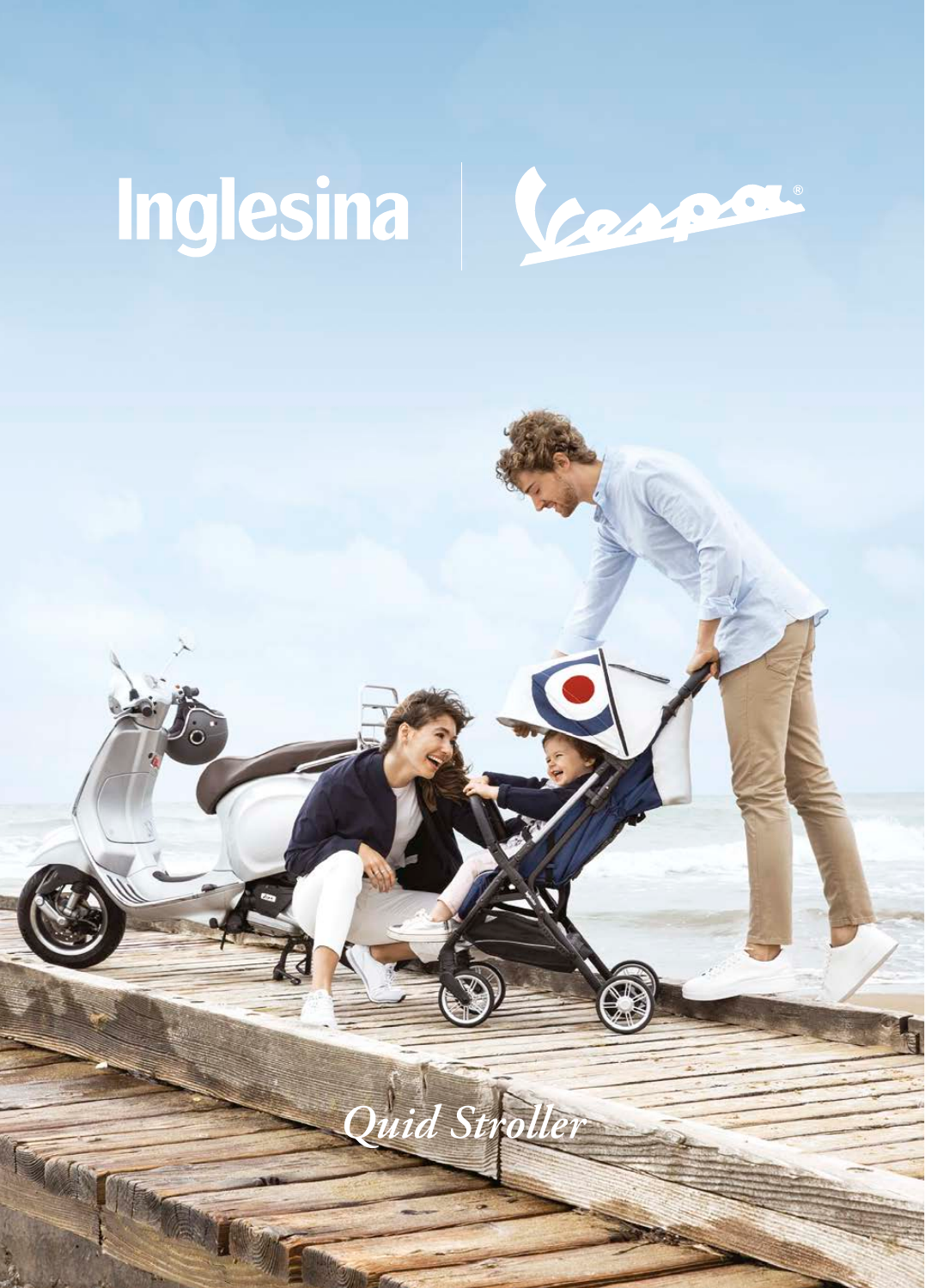Inglesina | Vespa

*Quid Stroller*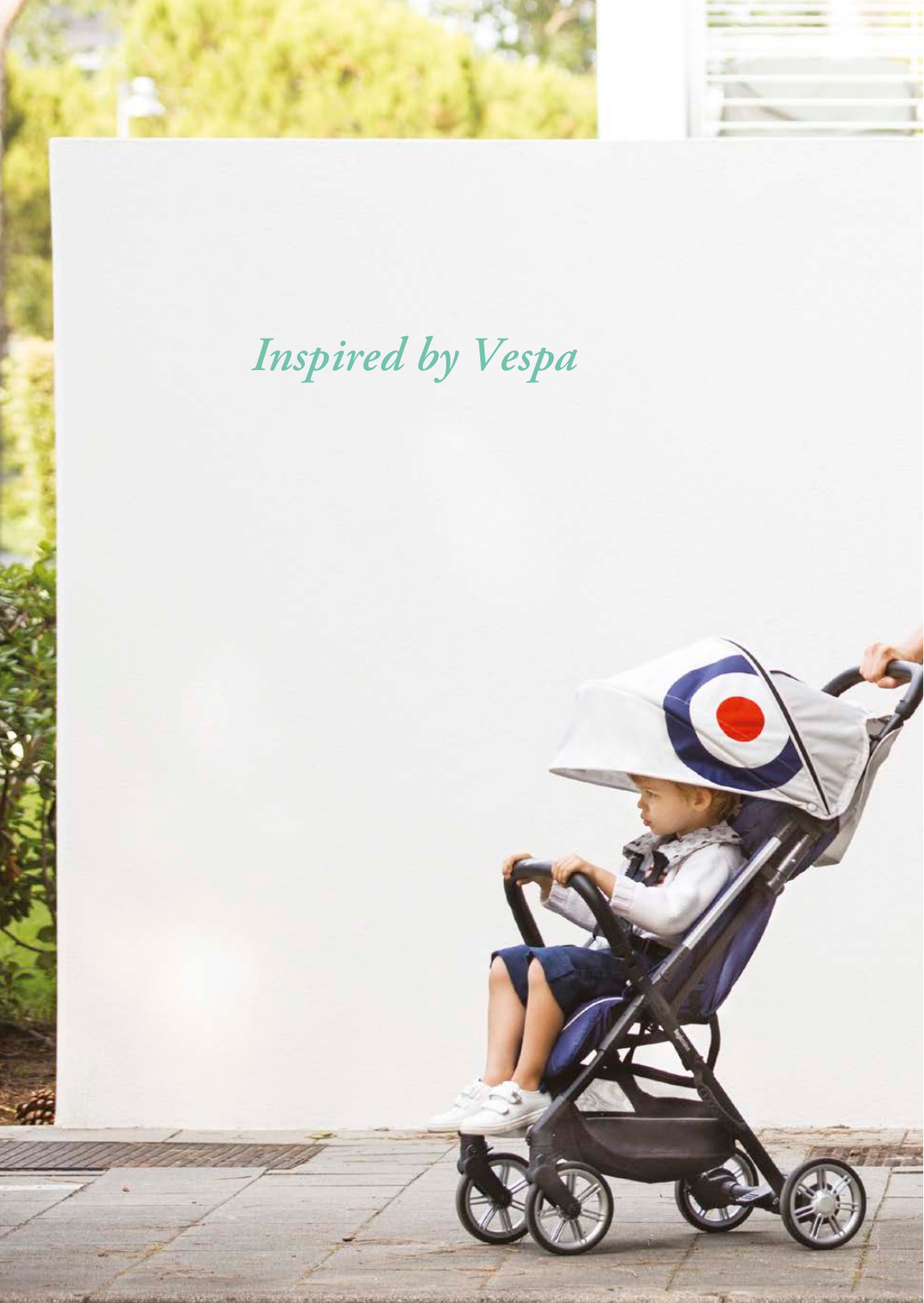*Inspired by Vespa*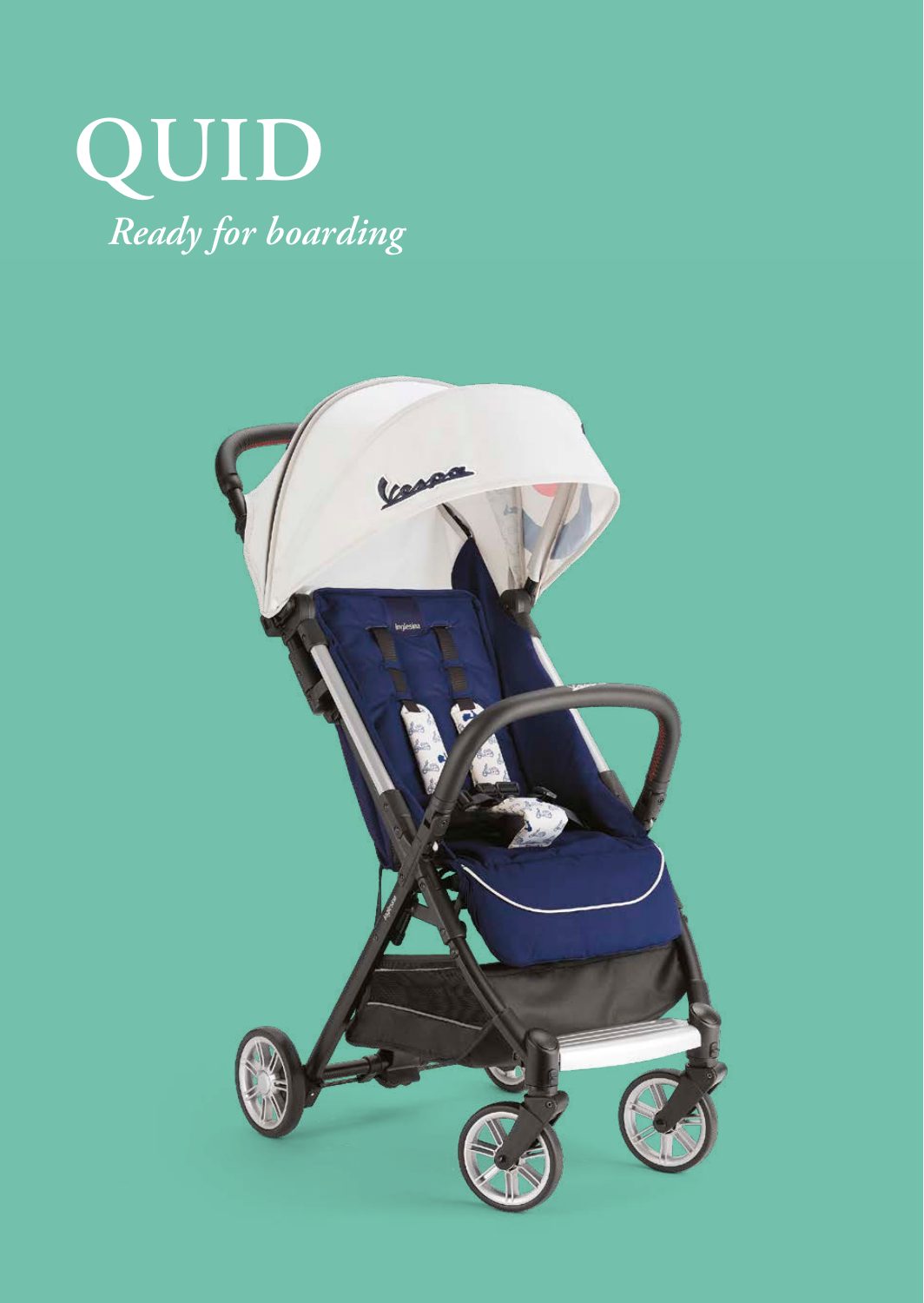# QUID

*Ready for boarding*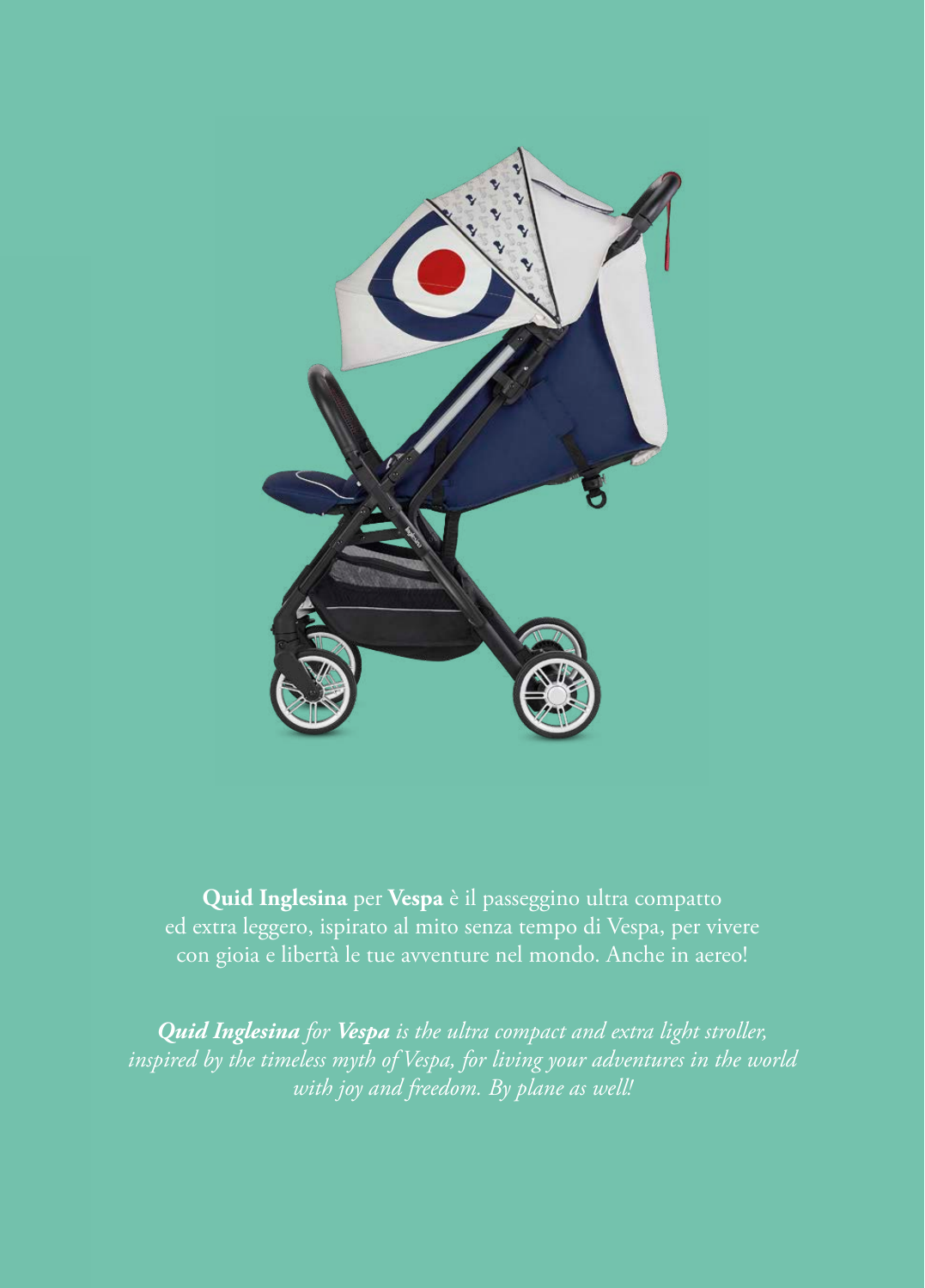**Quid Inglesina** per **Vespa** è il passeggino ultra compatto ed extra leggero, ispirato al mito senza tempo di Vespa, per vivere con gioia e libertà le tue avventure nel mondo. Anche in aereo!

***Quid Inglesina** for **Vespa** is the ultra compact and extra light stroller, inspired by the timeless myth of Vespa, for living your adventures in the world with joy and freedom. By plane as well!*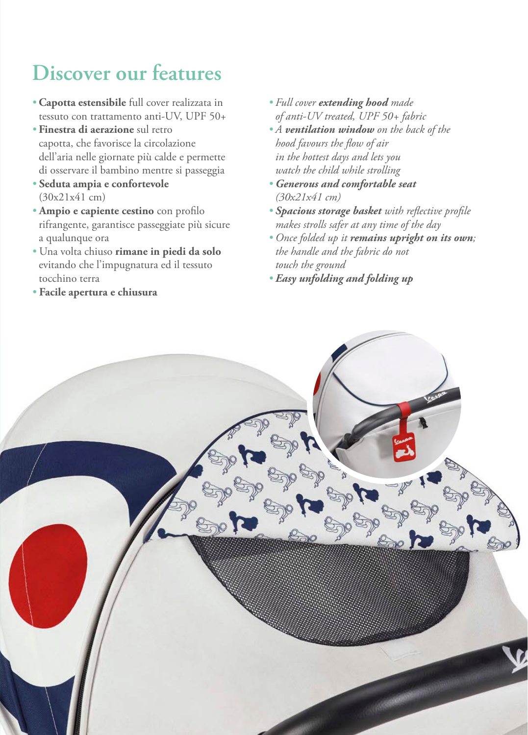# Discover our features

- **Capotta estensibile** full cover realizzata in tessuto con trattamento anti-UV, UPF 50+
- **Finestra di aerazione** sul retro capotta, che favorisce la circolazione dell'aria nelle giornate più calde e permette di osservare il bambino mentre si passeggia
- **Seduta ampia e confortevole** (30x21x41 cm)
- **Ampio e capiente cestino** con profilo rifrangente, garantisce passeggiate più sicure a qualunque ora
- Una volta chiuso **rimane in piedi da solo** evitando che l'impugnatura ed il tessuto tocchino terra
- **Facile apertura e chiusura**

- *Full cover* ***extending hood*** *made of anti-UV treated, UPF 50+ fabric*
- *A* ***ventilation window*** *on the back of the hood favours the flow of air in the hottest days and lets you watch the child while strolling*
- ***Generous and comfortable seat*** *(30x21x41 cm)*
- ***Spacious storage basket*** *with reflective profile makes strolls safer at any time of the day*
- *Once folded up it* ***remains upright on its own****; the handle and the fabric do not touch the ground*
- ***Easy unfolding and folding up***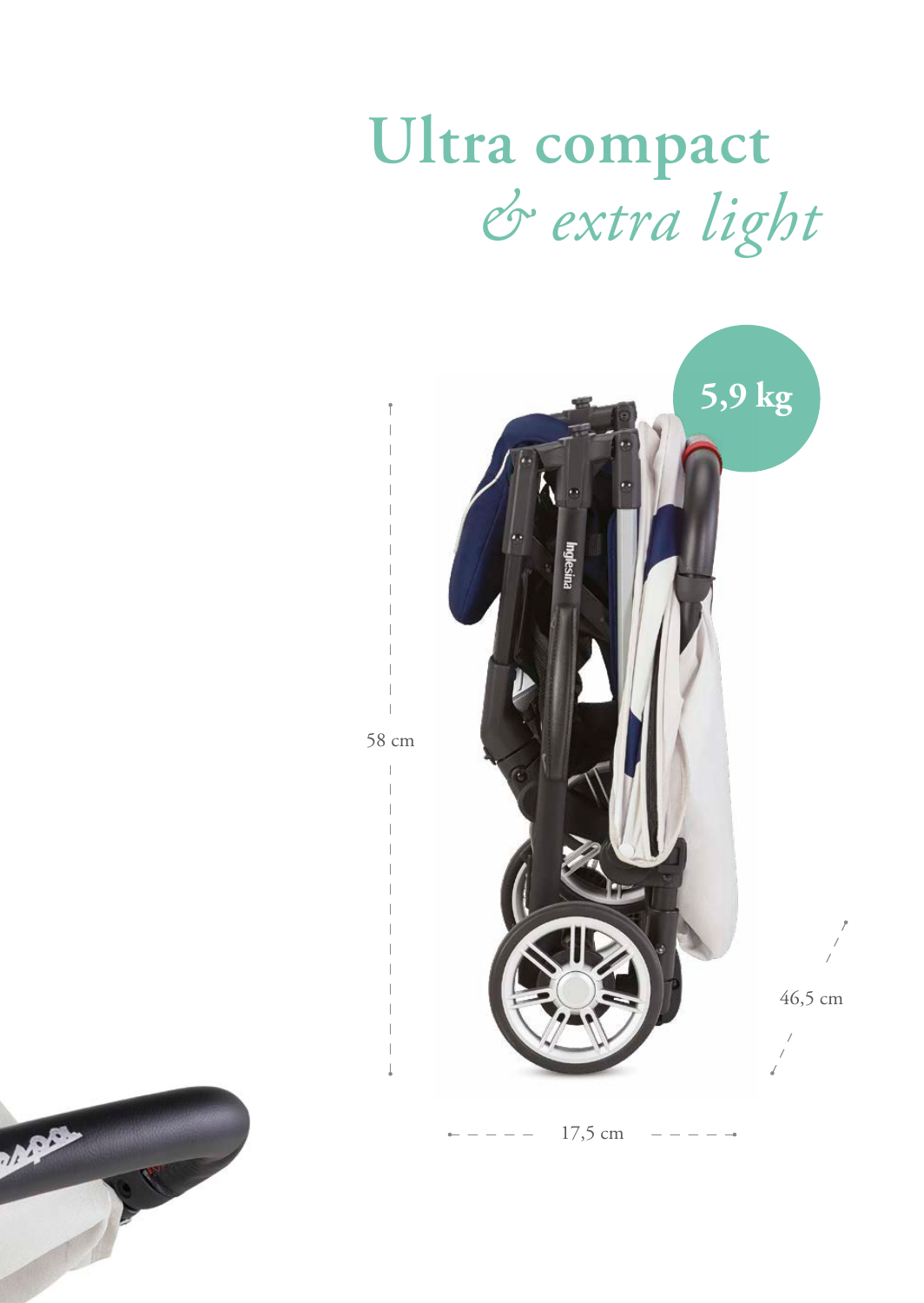# Ultra compact
## *& extra light*

5,9 kg

58 cm

46,5 cm

17,5 cm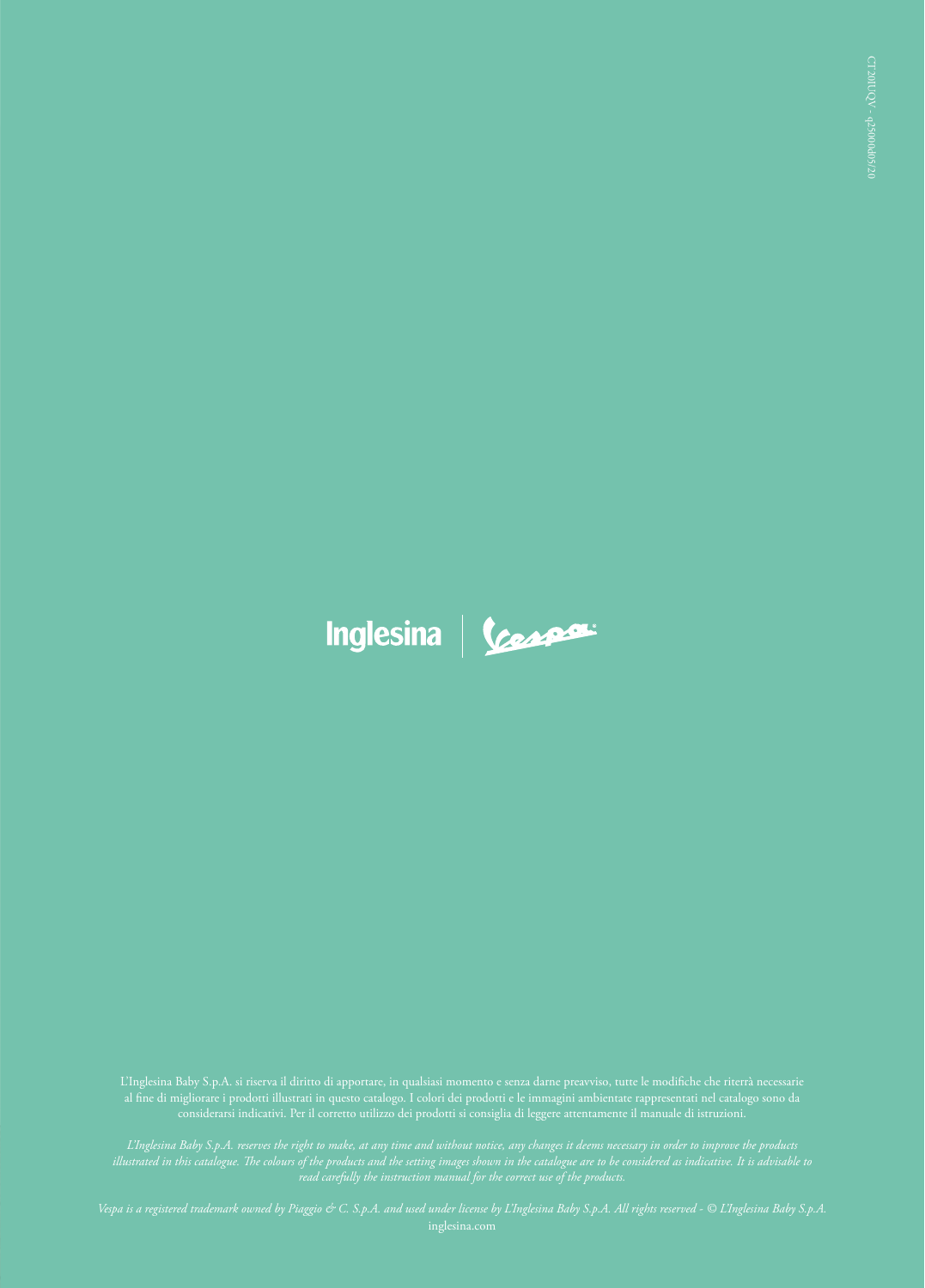Inglesina | Vespa

L'Inglesina Baby S.p.A. si riserva il diritto di apportare, in qualsiasi momento e senza darne preavviso, tutte le modifiche che riterrà necessarie al fine di migliorare i prodotti illustrati in questo catalogo. I colori dei prodotti e le immagini ambientate rappresentati nel catalogo sono da considerarsi indicativi. Per il corretto utilizzo dei prodotti si consiglia di leggere attentamente il manuale di istruzioni.

*L'Inglesina Baby S.p.A. reserves the right to make, at any time and without notice, any changes it deems necessary in order to improve the products illustrated in this catalogue. The colours of the products and the setting images shown in the catalogue are to be considered as indicative. It is advisable to read carefully the instruction manual for the correct use of the products.*

*Vespa is a registered trademark owned by Piaggio & C. S.p.A. and used under license by L'Inglesina Baby S.p.A. All rights reserved - © L'Inglesina Baby S.p.A.*

inglesina.com

CT20UQV - q2500bd05/20